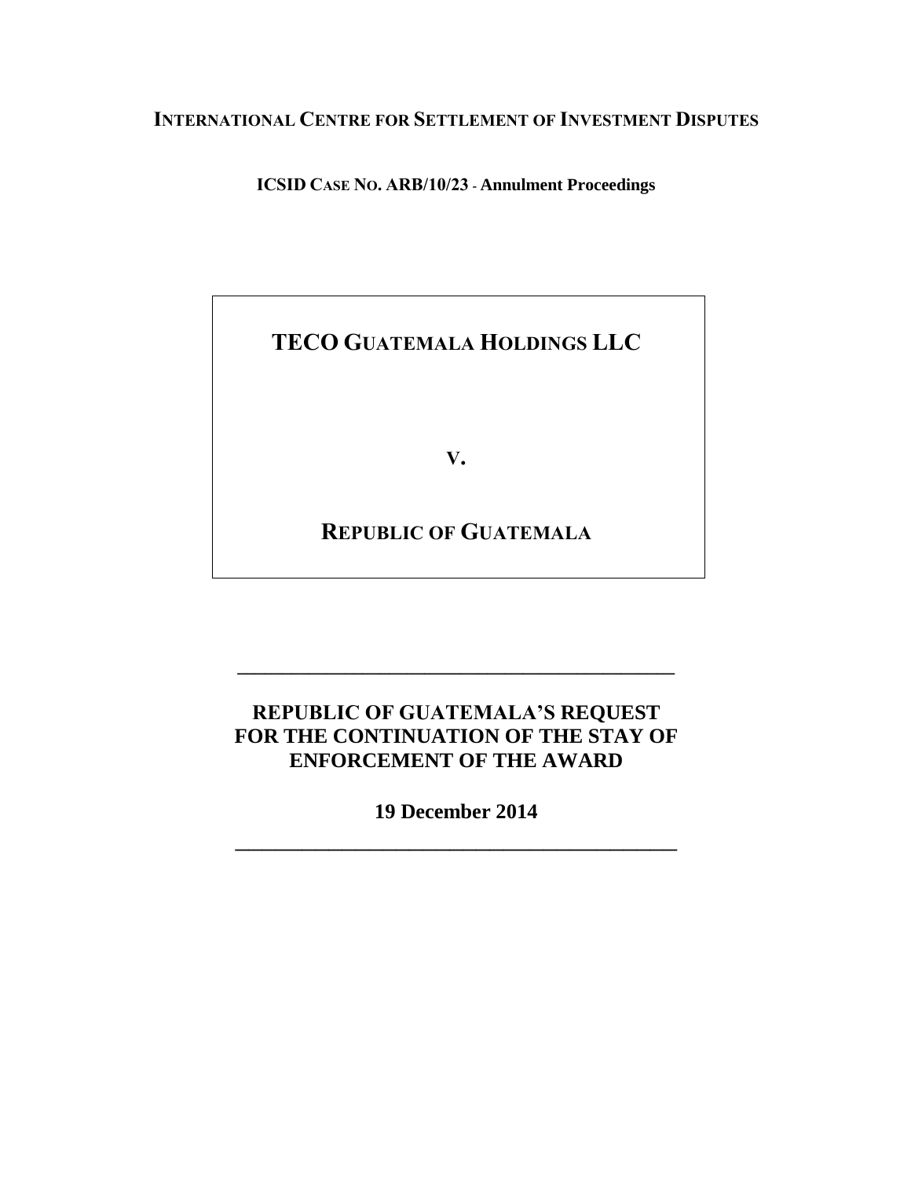**INTERNATIONAL CENTRE FOR SETTLEMENT OF INVESTMENT DISPUTES**

**ICSID CASE NO. ARB/10/23 - Annulment Proceedings**

**TECO GUATEMALA HOLDINGS LLC**

**V.**

**REPUBLIC OF GUATEMALA**

---

# REPUBLIC OF GUATEMALA'S REQUEST FOR THE CONTINUATION OF THE STAY OF ENFORCEMENT OF THE AWARD

**19 December 2014**

---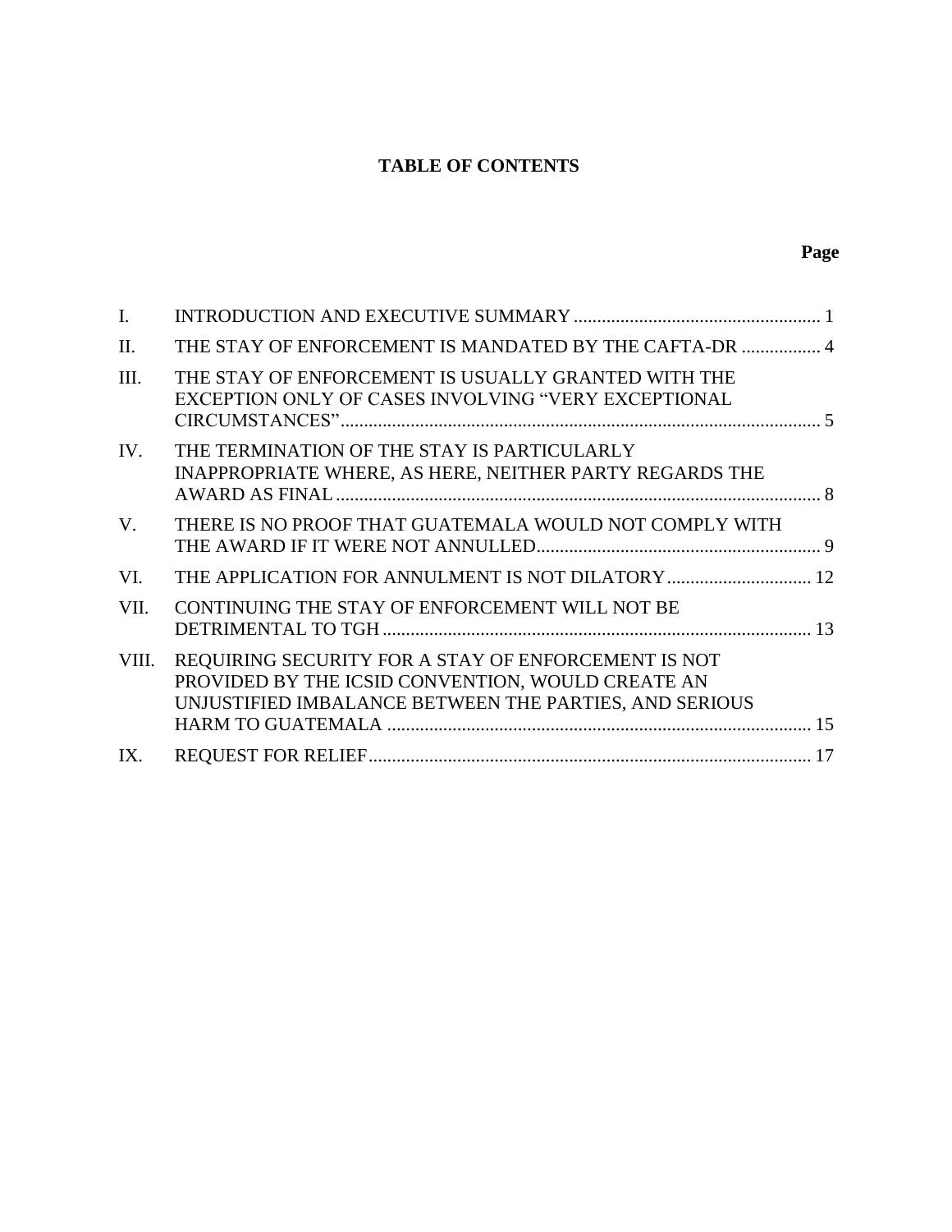# TABLE OF CONTENTS

| | | Page |
|---|---|---|
| I. | INTRODUCTION AND EXECUTIVE SUMMARY | 1 |
| II. | THE STAY OF ENFORCEMENT IS MANDATED BY THE CAFTA-DR | 4 |
| III. | THE STAY OF ENFORCEMENT IS USUALLY GRANTED WITH THE EXCEPTION ONLY OF CASES INVOLVING "VERY EXCEPTIONAL CIRCUMSTANCES" | 5 |
| IV. | THE TERMINATION OF THE STAY IS PARTICULARLY INAPPROPRIATE WHERE, AS HERE, NEITHER PARTY REGARDS THE AWARD AS FINAL | 8 |
| V. | THERE IS NO PROOF THAT GUATEMALA WOULD NOT COMPLY WITH THE AWARD IF IT WERE NOT ANNULLED | 9 |
| VI. | THE APPLICATION FOR ANNULMENT IS NOT DILATORY | 12 |
| VII. | CONTINUING THE STAY OF ENFORCEMENT WILL NOT BE DETRIMENTAL TO TGH | 13 |
| VIII. | REQUIRING SECURITY FOR A STAY OF ENFORCEMENT IS NOT PROVIDED BY THE ICSID CONVENTION, WOULD CREATE AN UNJUSTIFIED IMBALANCE BETWEEN THE PARTIES, AND SERIOUS HARM TO GUATEMALA | 15 |
| IX. | REQUEST FOR RELIEF | 17 |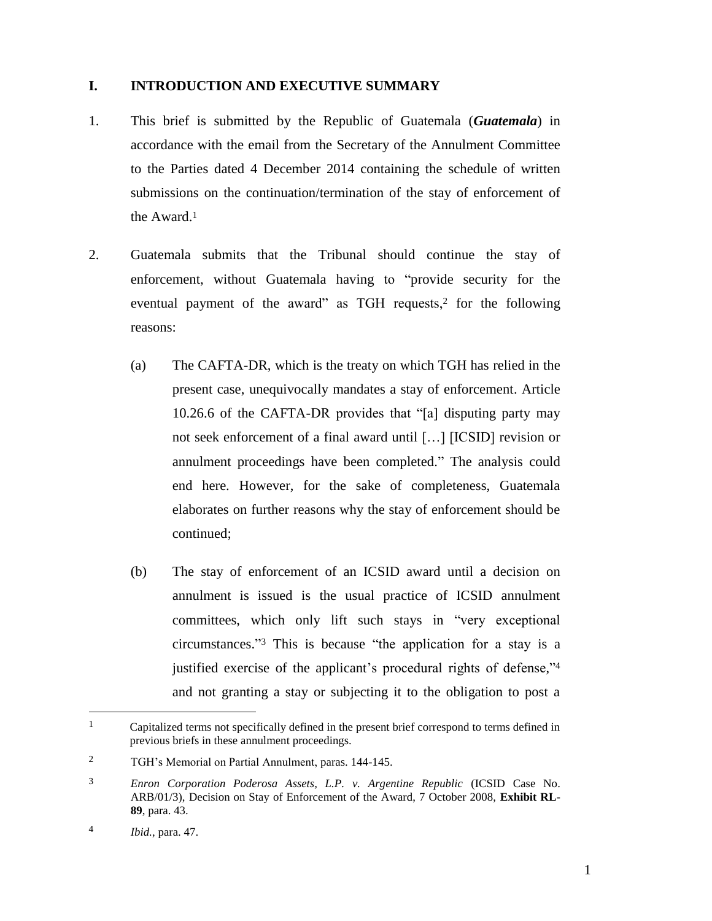## I. INTRODUCTION AND EXECUTIVE SUMMARY

1. This brief is submitted by the Republic of Guatemala (***Guatemala***) in accordance with the email from the Secretary of the Annulment Committee to the Parties dated 4 December 2014 containing the schedule of written submissions on the continuation/termination of the stay of enforcement of the Award.[1]

2. Guatemala submits that the Tribunal should continue the stay of enforcement, without Guatemala having to "provide security for the eventual payment of the award" as TGH requests,[2] for the following reasons:

   (a) The CAFTA-DR, which is the treaty on which TGH has relied in the present case, unequivocally mandates a stay of enforcement. Article 10.26.6 of the CAFTA-DR provides that "[a] disputing party may not seek enforcement of a final award until […] [ICSID] revision or annulment proceedings have been completed." The analysis could end here. However, for the sake of completeness, Guatemala elaborates on further reasons why the stay of enforcement should be continued;

   (b) The stay of enforcement of an ICSID award until a decision on annulment is issued is the usual practice of ICSID annulment committees, which only lift such stays in "very exceptional circumstances."[3] This is because "the application for a stay is a justified exercise of the applicant's procedural rights of defense,"[4] and not granting a stay or subjecting it to the obligation to post a

---

[1] Capitalized terms not specifically defined in the present brief correspond to terms defined in previous briefs in these annulment proceedings.

[2] TGH's Memorial on Partial Annulment, paras. 144-145.

[3] *Enron Corporation Poderosa Assets, L.P. v. Argentine Republic* (ICSID Case No. ARB/01/3), Decision on Stay of Enforcement of the Award, 7 October 2008, **Exhibit RL-89**, para. 43.

[4] *Ibid.*, para. 47.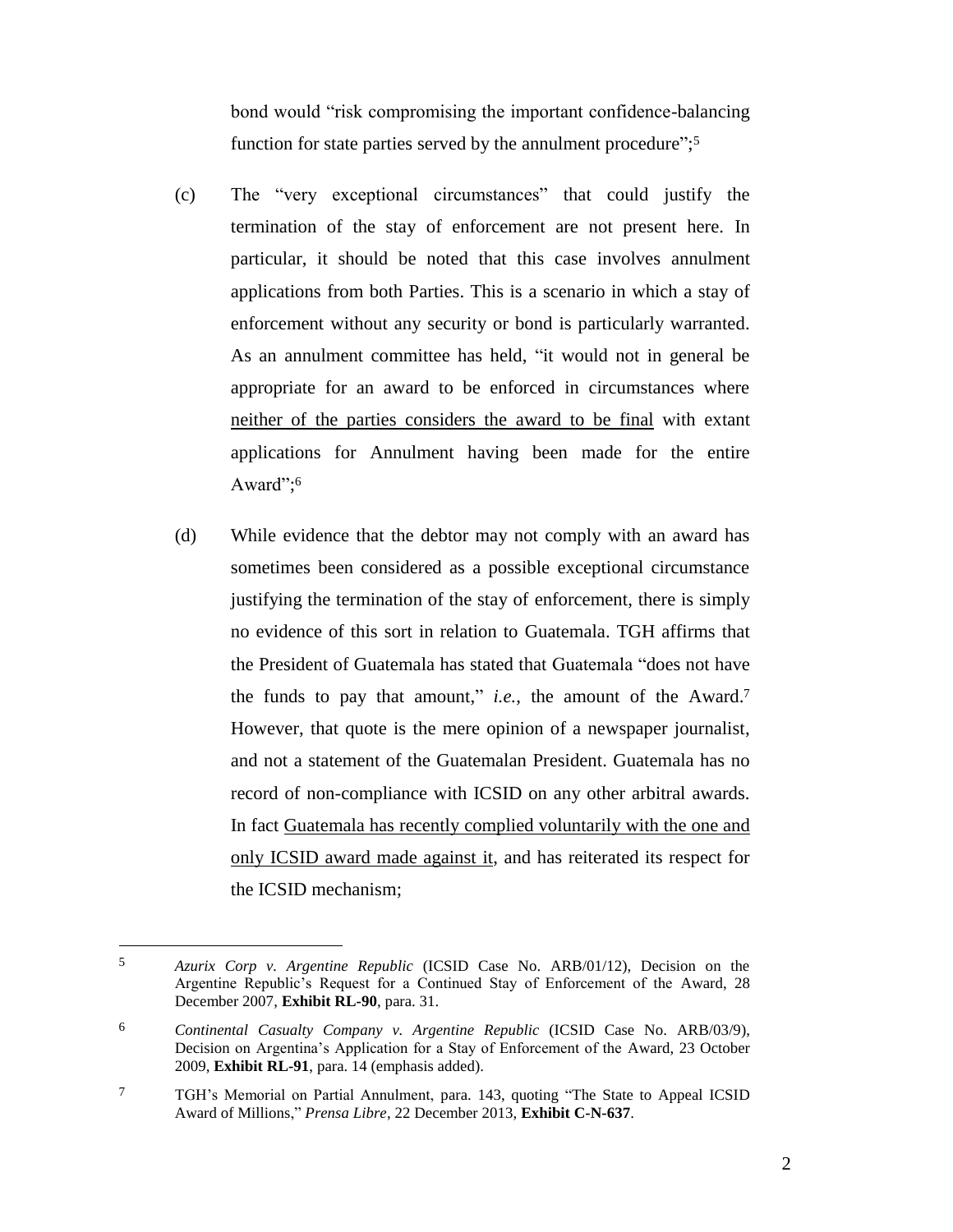bond would "risk compromising the important confidence-balancing function for state parties served by the annulment procedure";[5]

(c) The "very exceptional circumstances" that could justify the termination of the stay of enforcement are not present here. In particular, it should be noted that this case involves annulment applications from both Parties. This is a scenario in which a stay of enforcement without any security or bond is particularly warranted. As an annulment committee has held, "it would not in general be appropriate for an award to be enforced in circumstances where <u>neither of the parties considers the award to be final</u> with extant applications for Annulment having been made for the entire Award";[6]

(d) While evidence that the debtor may not comply with an award has sometimes been considered as a possible exceptional circumstance justifying the termination of the stay of enforcement, there is simply no evidence of this sort in relation to Guatemala. TGH affirms that the President of Guatemala has stated that Guatemala "does not have the funds to pay that amount," *i.e.*, the amount of the Award.[7] However, that quote is the mere opinion of a newspaper journalist, and not a statement of the Guatemalan President. Guatemala has no record of non-compliance with ICSID on any other arbitral awards. In fact <u>Guatemala has recently complied voluntarily with the one and only ICSID award made against it</u>, and has reiterated its respect for the ICSID mechanism;

---

[5] *Azurix Corp v. Argentine Republic* (ICSID Case No. ARB/01/12), Decision on the Argentine Republic's Request for a Continued Stay of Enforcement of the Award, 28 December 2007, **Exhibit RL-90**, para. 31.

[6] *Continental Casualty Company v. Argentine Republic* (ICSID Case No. ARB/03/9), Decision on Argentina's Application for a Stay of Enforcement of the Award, 23 October 2009, **Exhibit RL-91**, para. 14 (emphasis added).

[7] TGH's Memorial on Partial Annulment, para. 143, quoting "The State to Appeal ICSID Award of Millions," *Prensa Libre*, 22 December 2013, **Exhibit C-N-637**.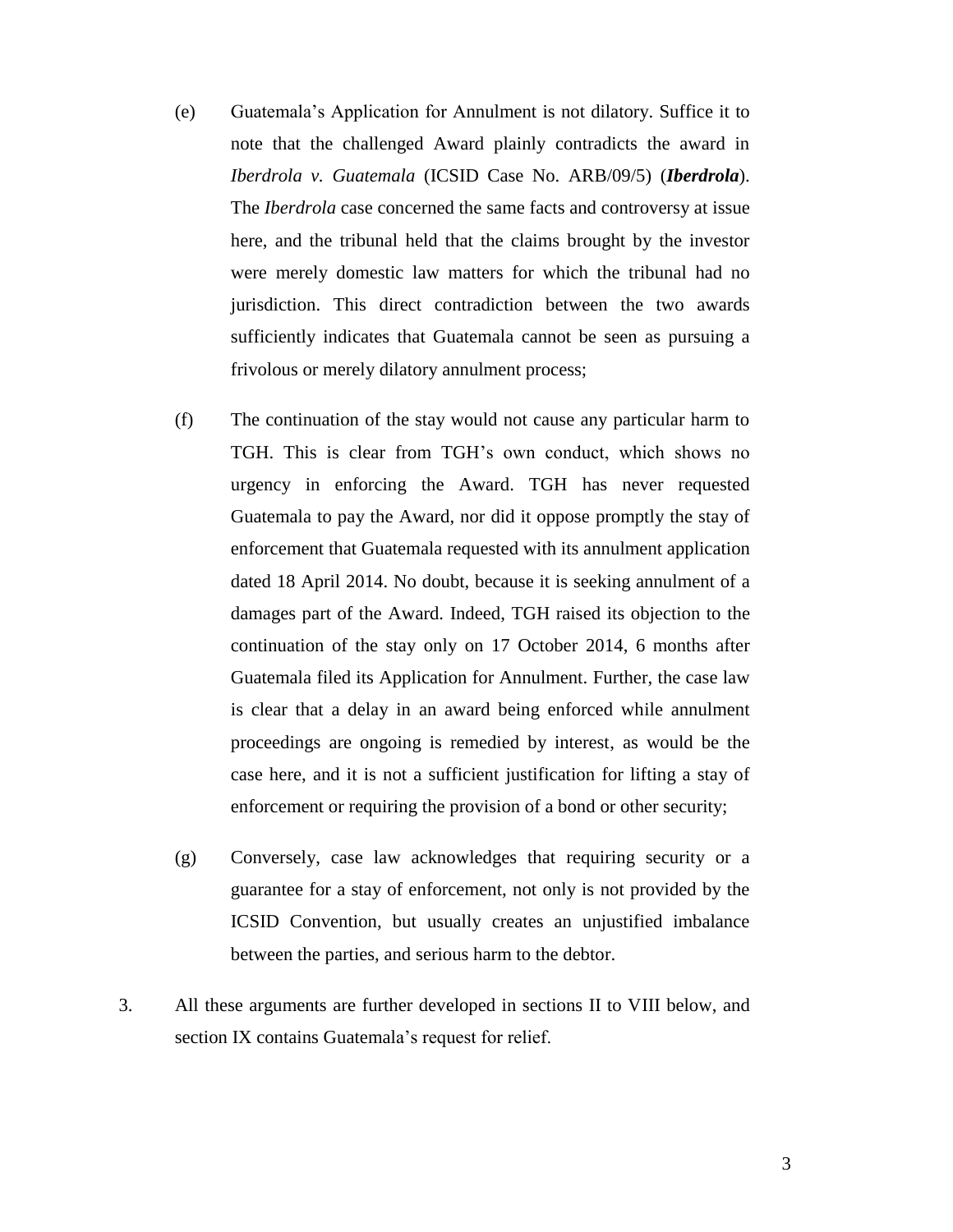(e) Guatemala's Application for Annulment is not dilatory. Suffice it to note that the challenged Award plainly contradicts the award in *Iberdrola v. Guatemala* (ICSID Case No. ARB/09/5) (***Iberdrola***). The *Iberdrola* case concerned the same facts and controversy at issue here, and the tribunal held that the claims brought by the investor were merely domestic law matters for which the tribunal had no jurisdiction. This direct contradiction between the two awards sufficiently indicates that Guatemala cannot be seen as pursuing a frivolous or merely dilatory annulment process;

(f) The continuation of the stay would not cause any particular harm to TGH. This is clear from TGH's own conduct, which shows no urgency in enforcing the Award. TGH has never requested Guatemala to pay the Award, nor did it oppose promptly the stay of enforcement that Guatemala requested with its annulment application dated 18 April 2014. No doubt, because it is seeking annulment of a damages part of the Award. Indeed, TGH raised its objection to the continuation of the stay only on 17 October 2014, 6 months after Guatemala filed its Application for Annulment. Further, the case law is clear that a delay in an award being enforced while annulment proceedings are ongoing is remedied by interest, as would be the case here, and it is not a sufficient justification for lifting a stay of enforcement or requiring the provision of a bond or other security;

(g) Conversely, case law acknowledges that requiring security or a guarantee for a stay of enforcement, not only is not provided by the ICSID Convention, but usually creates an unjustified imbalance between the parties, and serious harm to the debtor.

3. All these arguments are further developed in sections II to VIII below, and section IX contains Guatemala's request for relief.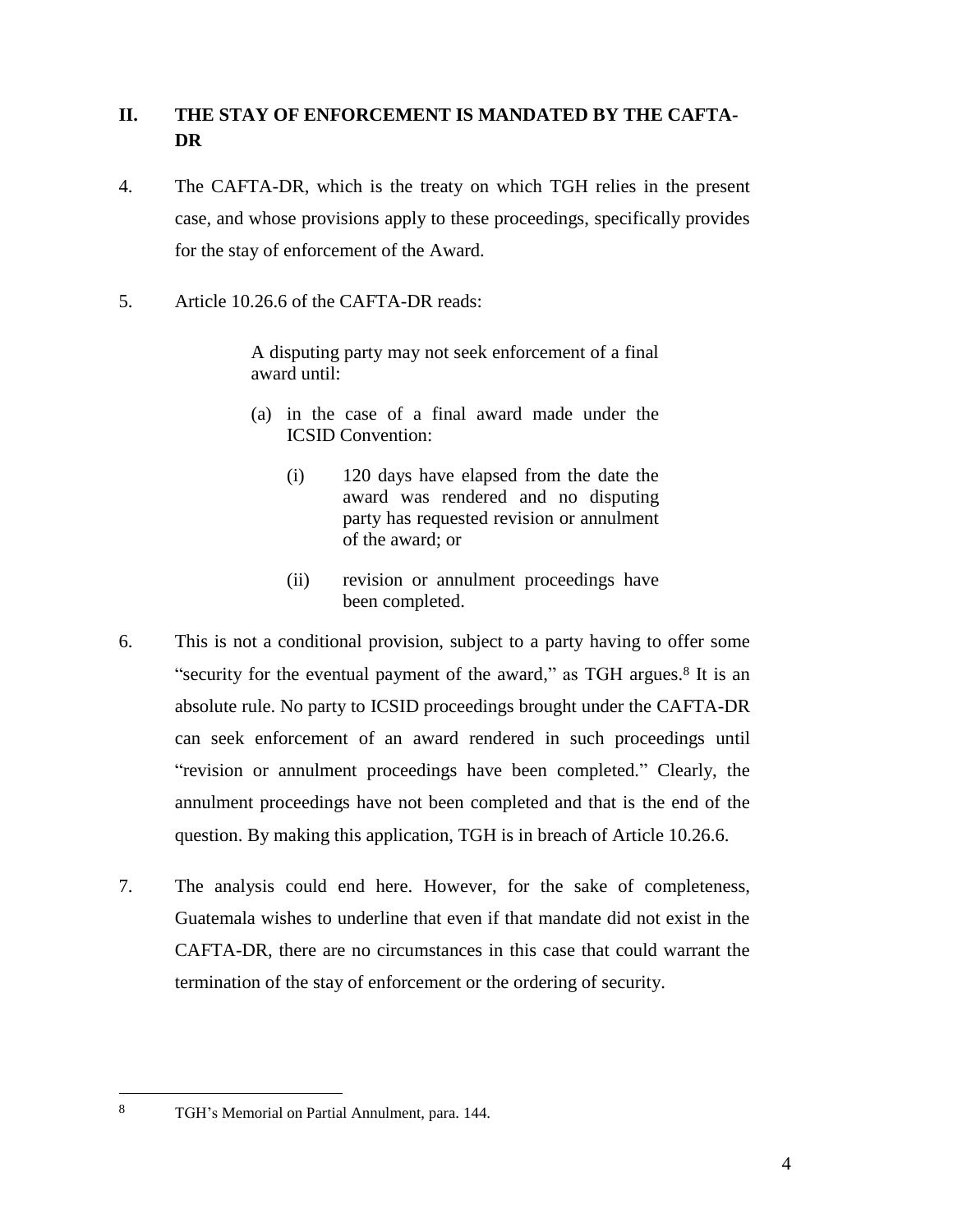## II. THE STAY OF ENFORCEMENT IS MANDATED BY THE CAFTA-DR

4. The CAFTA-DR, which is the treaty on which TGH relies in the present case, and whose provisions apply to these proceedings, specifically provides for the stay of enforcement of the Award.

5. Article 10.26.6 of the CAFTA-DR reads:

> A disputing party may not seek enforcement of a final award until:
>
> (a) in the case of a final award made under the ICSID Convention:
>
> (i) 120 days have elapsed from the date the award was rendered and no disputing party has requested revision or annulment of the award; or
>
> (ii) revision or annulment proceedings have been completed.

6. This is not a conditional provision, subject to a party having to offer some "security for the eventual payment of the award," as TGH argues.[8] It is an absolute rule. No party to ICSID proceedings brought under the CAFTA-DR can seek enforcement of an award rendered in such proceedings until "revision or annulment proceedings have been completed." Clearly, the annulment proceedings have not been completed and that is the end of the question. By making this application, TGH is in breach of Article 10.26.6.

7. The analysis could end here. However, for the sake of completeness, Guatemala wishes to underline that even if that mandate did not exist in the CAFTA-DR, there are no circumstances in this case that could warrant the termination of the stay of enforcement or the ordering of security.

---

[8] TGH's Memorial on Partial Annulment, para. 144.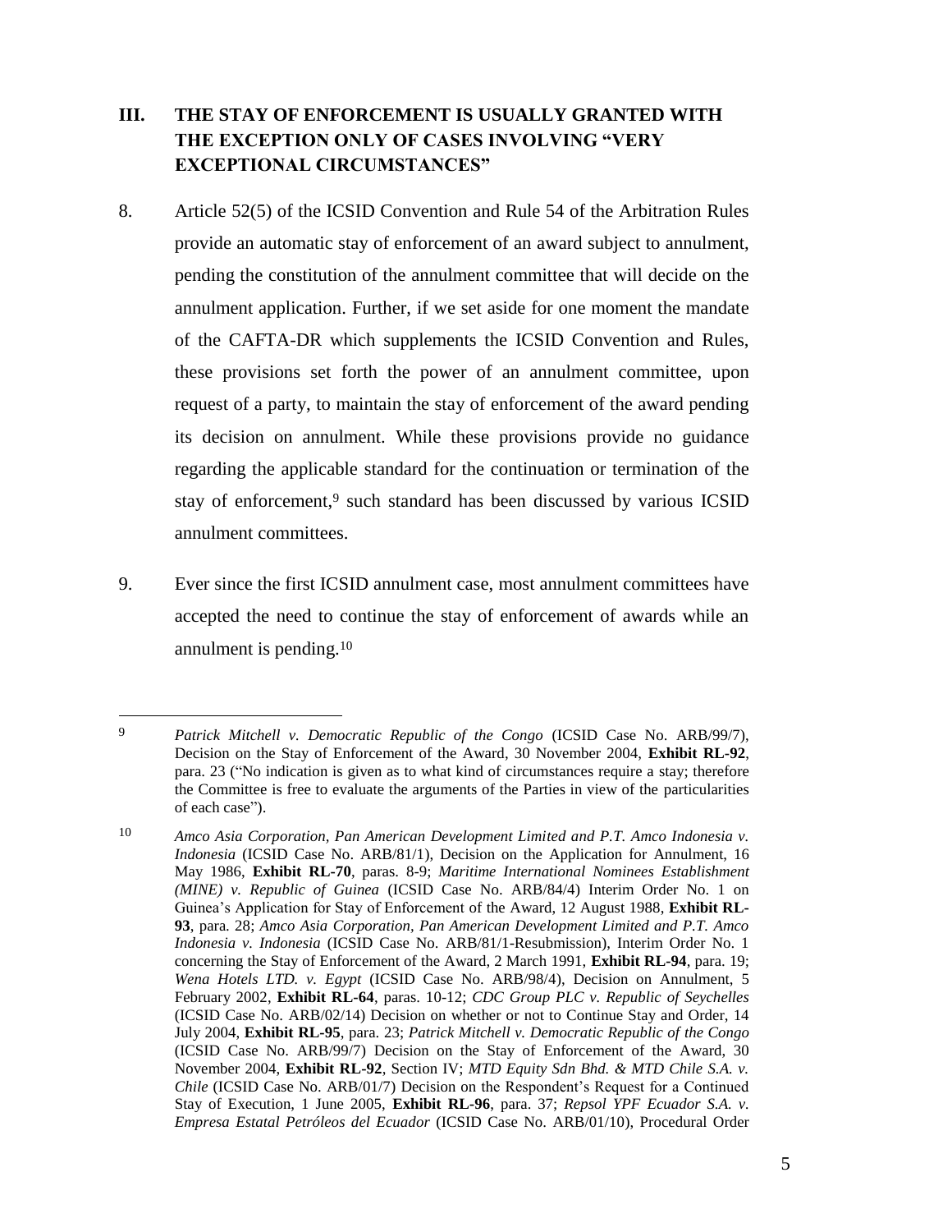## III. THE STAY OF ENFORCEMENT IS USUALLY GRANTED WITH THE EXCEPTION ONLY OF CASES INVOLVING "VERY EXCEPTIONAL CIRCUMSTANCES"

8. Article 52(5) of the ICSID Convention and Rule 54 of the Arbitration Rules provide an automatic stay of enforcement of an award subject to annulment, pending the constitution of the annulment committee that will decide on the annulment application. Further, if we set aside for one moment the mandate of the CAFTA-DR which supplements the ICSID Convention and Rules, these provisions set forth the power of an annulment committee, upon request of a party, to maintain the stay of enforcement of the award pending its decision on annulment. While these provisions provide no guidance regarding the applicable standard for the continuation or termination of the stay of enforcement,[9] such standard has been discussed by various ICSID annulment committees.

9. Ever since the first ICSID annulment case, most annulment committees have accepted the need to continue the stay of enforcement of awards while an annulment is pending.[10]

---

[9] *Patrick Mitchell v. Democratic Republic of the Congo* (ICSID Case No. ARB/99/7), Decision on the Stay of Enforcement of the Award, 30 November 2004, **Exhibit RL-92**, para. 23 ("No indication is given as to what kind of circumstances require a stay; therefore the Committee is free to evaluate the arguments of the Parties in view of the particularities of each case").

[10] *Amco Asia Corporation, Pan American Development Limited and P.T. Amco Indonesia v. Indonesia* (ICSID Case No. ARB/81/1), Decision on the Application for Annulment, 16 May 1986, **Exhibit RL-70**, paras. 8-9; *Maritime International Nominees Establishment (MINE) v. Republic of Guinea* (ICSID Case No. ARB/84/4) Interim Order No. 1 on Guinea's Application for Stay of Enforcement of the Award, 12 August 1988, **Exhibit RL-93**, para. 28; *Amco Asia Corporation, Pan American Development Limited and P.T. Amco Indonesia v. Indonesia* (ICSID Case No. ARB/81/1-Resubmission), Interim Order No. 1 concerning the Stay of Enforcement of the Award, 2 March 1991, **Exhibit RL-94**, para. 19; *Wena Hotels LTD. v. Egypt* (ICSID Case No. ARB/98/4), Decision on Annulment, 5 February 2002, **Exhibit RL-64**, paras. 10-12; *CDC Group PLC v. Republic of Seychelles* (ICSID Case No. ARB/02/14) Decision on whether or not to Continue Stay and Order, 14 July 2004, **Exhibit RL-95**, para. 23; *Patrick Mitchell v. Democratic Republic of the Congo* (ICSID Case No. ARB/99/7) Decision on the Stay of Enforcement of the Award, 30 November 2004, **Exhibit RL-92**, Section IV; *MTD Equity Sdn Bhd. & MTD Chile S.A. v. Chile* (ICSID Case No. ARB/01/7) Decision on the Respondent's Request for a Continued Stay of Execution, 1 June 2005, **Exhibit RL-96**, para. 37; *Repsol YPF Ecuador S.A. v. Empresa Estatal Petróleos del Ecuador* (ICSID Case No. ARB/01/10), Procedural Order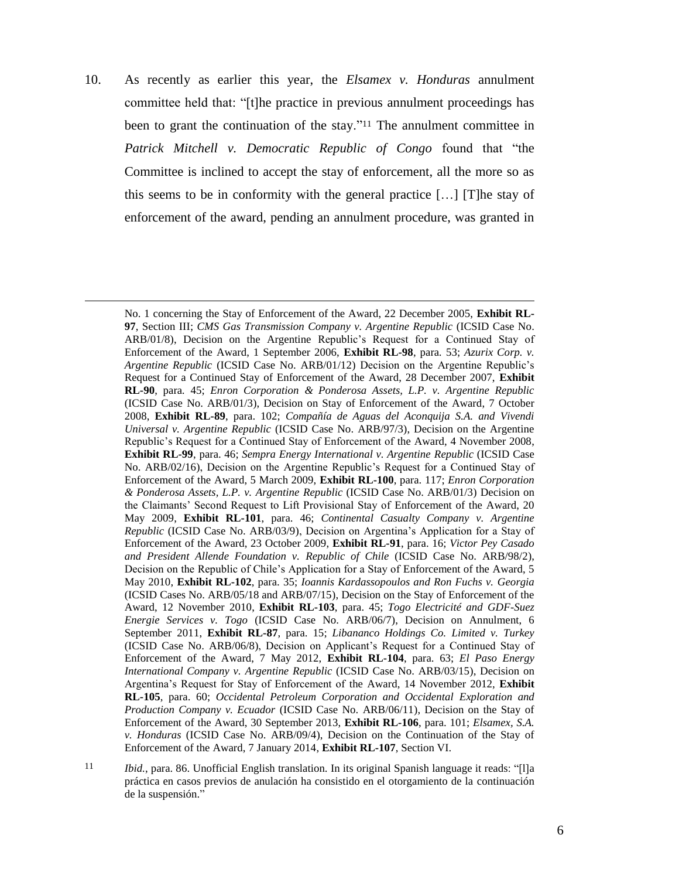10. As recently as earlier this year, the *Elsamex v. Honduras* annulment committee held that: "[t]he practice in previous annulment proceedings has been to grant the continuation of the stay."[11] The annulment committee in *Patrick Mitchell v. Democratic Republic of Congo* found that "the Committee is inclined to accept the stay of enforcement, all the more so as this seems to be in conformity with the general practice […] [T]he stay of enforcement of the award, pending an annulment procedure, was granted in

---

No. 1 concerning the Stay of Enforcement of the Award, 22 December 2005, **Exhibit RL-97**, Section III; *CMS Gas Transmission Company v. Argentine Republic* (ICSID Case No. ARB/01/8), Decision on the Argentine Republic's Request for a Continued Stay of Enforcement of the Award, 1 September 2006, **Exhibit RL-98**, para. 53; *Azurix Corp. v. Argentine Republic* (ICSID Case No. ARB/01/12) Decision on the Argentine Republic's Request for a Continued Stay of Enforcement of the Award, 28 December 2007, **Exhibit RL-90**, para. 45; *Enron Corporation & Ponderosa Assets, L.P. v. Argentine Republic* (ICSID Case No. ARB/01/3), Decision on Stay of Enforcement of the Award, 7 October 2008, **Exhibit RL-89**, para. 102; *Compañía de Aguas del Aconquija S.A. and Vivendi Universal v. Argentine Republic* (ICSID Case No. ARB/97/3), Decision on the Argentine Republic's Request for a Continued Stay of Enforcement of the Award, 4 November 2008, **Exhibit RL-99**, para. 46; *Sempra Energy International v. Argentine Republic* (ICSID Case No. ARB/02/16), Decision on the Argentine Republic's Request for a Continued Stay of Enforcement of the Award, 5 March 2009, **Exhibit RL-100**, para. 117; *Enron Corporation & Ponderosa Assets, L.P. v. Argentine Republic* (ICSID Case No. ARB/01/3) Decision on the Claimants' Second Request to Lift Provisional Stay of Enforcement of the Award, 20 May 2009, **Exhibit RL-101**, para. 46; *Continental Casualty Company v. Argentine Republic* (ICSID Case No. ARB/03/9), Decision on Argentina's Application for a Stay of Enforcement of the Award, 23 October 2009, **Exhibit RL-91**, para. 16; *Victor Pey Casado and President Allende Foundation v. Republic of Chile* (ICSID Case No. ARB/98/2), Decision on the Republic of Chile's Application for a Stay of Enforcement of the Award, 5 May 2010, **Exhibit RL-102**, para. 35; *Ioannis Kardassopoulos and Ron Fuchs v. Georgia* (ICSID Cases No. ARB/05/18 and ARB/07/15), Decision on the Stay of Enforcement of the Award, 12 November 2010, **Exhibit RL-103**, para. 45; *Togo Electricité and GDF-Suez Energie Services v. Togo* (ICSID Case No. ARB/06/7), Decision on Annulment, 6 September 2011, **Exhibit RL-87**, para. 15; *Libananco Holdings Co. Limited v. Turkey* (ICSID Case No. ARB/06/8), Decision on Applicant's Request for a Continued Stay of Enforcement of the Award, 7 May 2012, **Exhibit RL-104**, para. 63; *El Paso Energy International Company v. Argentine Republic* (ICSID Case No. ARB/03/15), Decision on Argentina's Request for Stay of Enforcement of the Award, 14 November 2012, **Exhibit RL-105**, para. 60; *Occidental Petroleum Corporation and Occidental Exploration and Production Company v. Ecuador* (ICSID Case No. ARB/06/11), Decision on the Stay of Enforcement of the Award, 30 September 2013, **Exhibit RL-106**, para. 101; *Elsamex, S.A. v. Honduras* (ICSID Case No. ARB/09/4), Decision on the Continuation of the Stay of Enforcement of the Award, 7 January 2014, **Exhibit RL-107**, Section VI.

[11] *Ibid.*, para. 86. Unofficial English translation. In its original Spanish language it reads: "[l]a práctica en casos previos de anulación ha consistido en el otorgamiento de la continuación de la suspensión."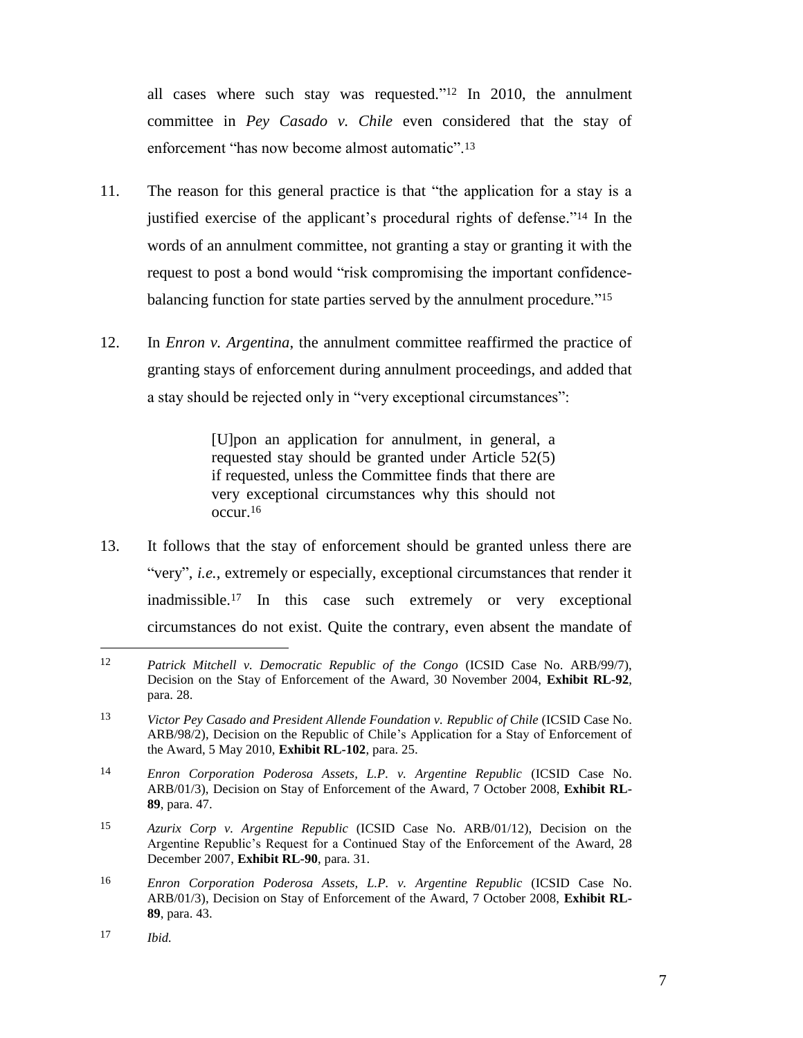all cases where such stay was requested."[12] In 2010, the annulment committee in *Pey Casado v. Chile* even considered that the stay of enforcement "has now become almost automatic".[13]

11. The reason for this general practice is that "the application for a stay is a justified exercise of the applicant's procedural rights of defense."[14] In the words of an annulment committee, not granting a stay or granting it with the request to post a bond would "risk compromising the important confidence-balancing function for state parties served by the annulment procedure."[15]

12. In *Enron v. Argentina*, the annulment committee reaffirmed the practice of granting stays of enforcement during annulment proceedings, and added that a stay should be rejected only in "very exceptional circumstances":

> [U]pon an application for annulment, in general, a requested stay should be granted under Article 52(5) if requested, unless the Committee finds that there are very exceptional circumstances why this should not occur.[16]

13. It follows that the stay of enforcement should be granted unless there are "very", *i.e.*, extremely or especially, exceptional circumstances that render it inadmissible.[17] In this case such extremely or very exceptional circumstances do not exist. Quite the contrary, even absent the mandate of

---

[12] *Patrick Mitchell v. Democratic Republic of the Congo* (ICSID Case No. ARB/99/7), Decision on the Stay of Enforcement of the Award, 30 November 2004, **Exhibit RL-92**, para. 28.

[13] *Victor Pey Casado and President Allende Foundation v. Republic of Chile* (ICSID Case No. ARB/98/2), Decision on the Republic of Chile's Application for a Stay of Enforcement of the Award, 5 May 2010, **Exhibit RL-102**, para. 25.

[14] *Enron Corporation Poderosa Assets, L.P. v. Argentine Republic* (ICSID Case No. ARB/01/3), Decision on Stay of Enforcement of the Award, 7 October 2008, **Exhibit RL-89**, para. 47.

[15] *Azurix Corp v. Argentine Republic* (ICSID Case No. ARB/01/12), Decision on the Argentine Republic's Request for a Continued Stay of the Enforcement of the Award, 28 December 2007, **Exhibit RL-90**, para. 31.

[16] *Enron Corporation Poderosa Assets, L.P. v. Argentine Republic* (ICSID Case No. ARB/01/3), Decision on Stay of Enforcement of the Award, 7 October 2008, **Exhibit RL-89**, para. 43.

[17] *Ibid.*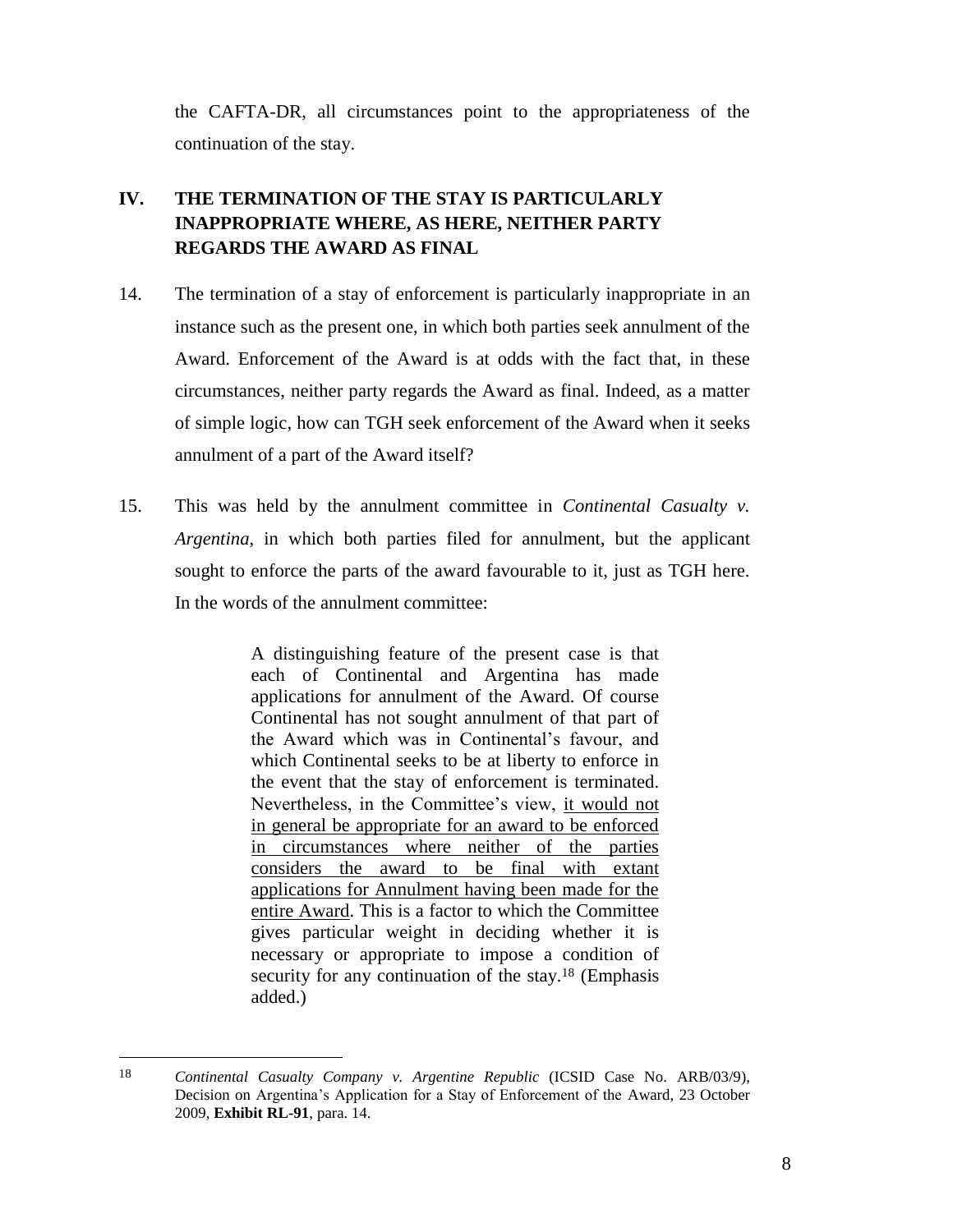the CAFTA-DR, all circumstances point to the appropriateness of the continuation of the stay.

## IV. THE TERMINATION OF THE STAY IS PARTICULARLY INAPPROPRIATE WHERE, AS HERE, NEITHER PARTY REGARDS THE AWARD AS FINAL

14. The termination of a stay of enforcement is particularly inappropriate in an instance such as the present one, in which both parties seek annulment of the Award. Enforcement of the Award is at odds with the fact that, in these circumstances, neither party regards the Award as final. Indeed, as a matter of simple logic, how can TGH seek enforcement of the Award when it seeks annulment of a part of the Award itself?

15. This was held by the annulment committee in *Continental Casualty v. Argentina*, in which both parties filed for annulment, but the applicant sought to enforce the parts of the award favourable to it, just as TGH here. In the words of the annulment committee:

> A distinguishing feature of the present case is that each of Continental and Argentina has made applications for annulment of the Award. Of course Continental has not sought annulment of that part of the Award which was in Continental's favour, and which Continental seeks to be at liberty to enforce in the event that the stay of enforcement is terminated. Nevertheless, in the Committee's view, <u>it would not in general be appropriate for an award to be enforced in circumstances where neither of the parties considers the award to be final with extant applications for Annulment having been made for the entire Award</u>. This is a factor to which the Committee gives particular weight in deciding whether it is necessary or appropriate to impose a condition of security for any continuation of the stay.[18] (Emphasis added.)

---

[18] *Continental Casualty Company v. Argentine Republic* (ICSID Case No. ARB/03/9), Decision on Argentina's Application for a Stay of Enforcement of the Award, 23 October 2009, **Exhibit RL-91**, para. 14.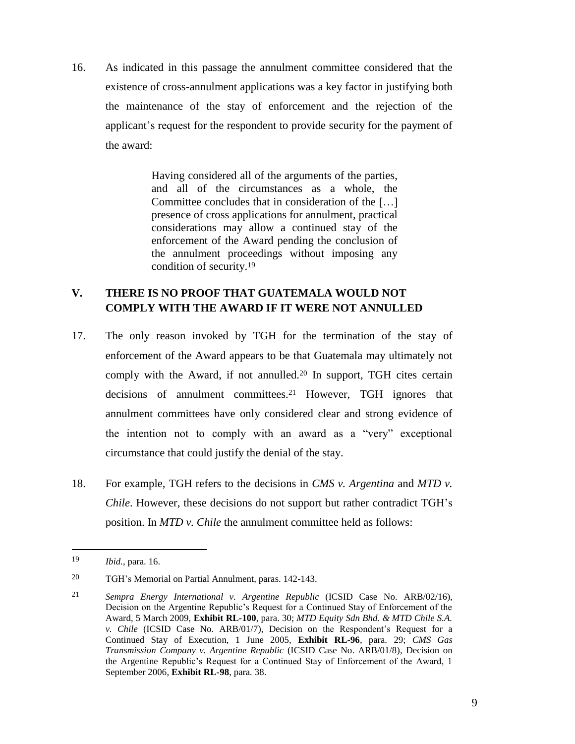16. As indicated in this passage the annulment committee considered that the existence of cross-annulment applications was a key factor in justifying both the maintenance of the stay of enforcement and the rejection of the applicant's request for the respondent to provide security for the payment of the award:

> Having considered all of the arguments of the parties, and all of the circumstances as a whole, the Committee concludes that in consideration of the […] presence of cross applications for annulment, practical considerations may allow a continued stay of the enforcement of the Award pending the conclusion of the annulment proceedings without imposing any condition of security.[19]

## V. THERE IS NO PROOF THAT GUATEMALA WOULD NOT COMPLY WITH THE AWARD IF IT WERE NOT ANNULLED

17. The only reason invoked by TGH for the termination of the stay of enforcement of the Award appears to be that Guatemala may ultimately not comply with the Award, if not annulled.[20] In support, TGH cites certain decisions of annulment committees.[21] However, TGH ignores that annulment committees have only considered clear and strong evidence of the intention not to comply with an award as a "very" exceptional circumstance that could justify the denial of the stay.

18. For example, TGH refers to the decisions in *CMS v. Argentina* and *MTD v. Chile*. However, these decisions do not support but rather contradict TGH's position. In *MTD v. Chile* the annulment committee held as follows:

---

[19] *Ibid.*, para. 16.

[20] TGH's Memorial on Partial Annulment, paras. 142-143.

[21] *Sempra Energy International v. Argentine Republic* (ICSID Case No. ARB/02/16), Decision on the Argentine Republic's Request for a Continued Stay of Enforcement of the Award, 5 March 2009, **Exhibit RL-100**, para. 30; *MTD Equity Sdn Bhd. & MTD Chile S.A. v. Chile* (ICSID Case No. ARB/01/7), Decision on the Respondent's Request for a Continued Stay of Execution, 1 June 2005, **Exhibit RL-96**, para. 29; *CMS Gas Transmission Company v. Argentine Republic* (ICSID Case No. ARB/01/8), Decision on the Argentine Republic's Request for a Continued Stay of Enforcement of the Award, 1 September 2006, **Exhibit RL-98**, para. 38.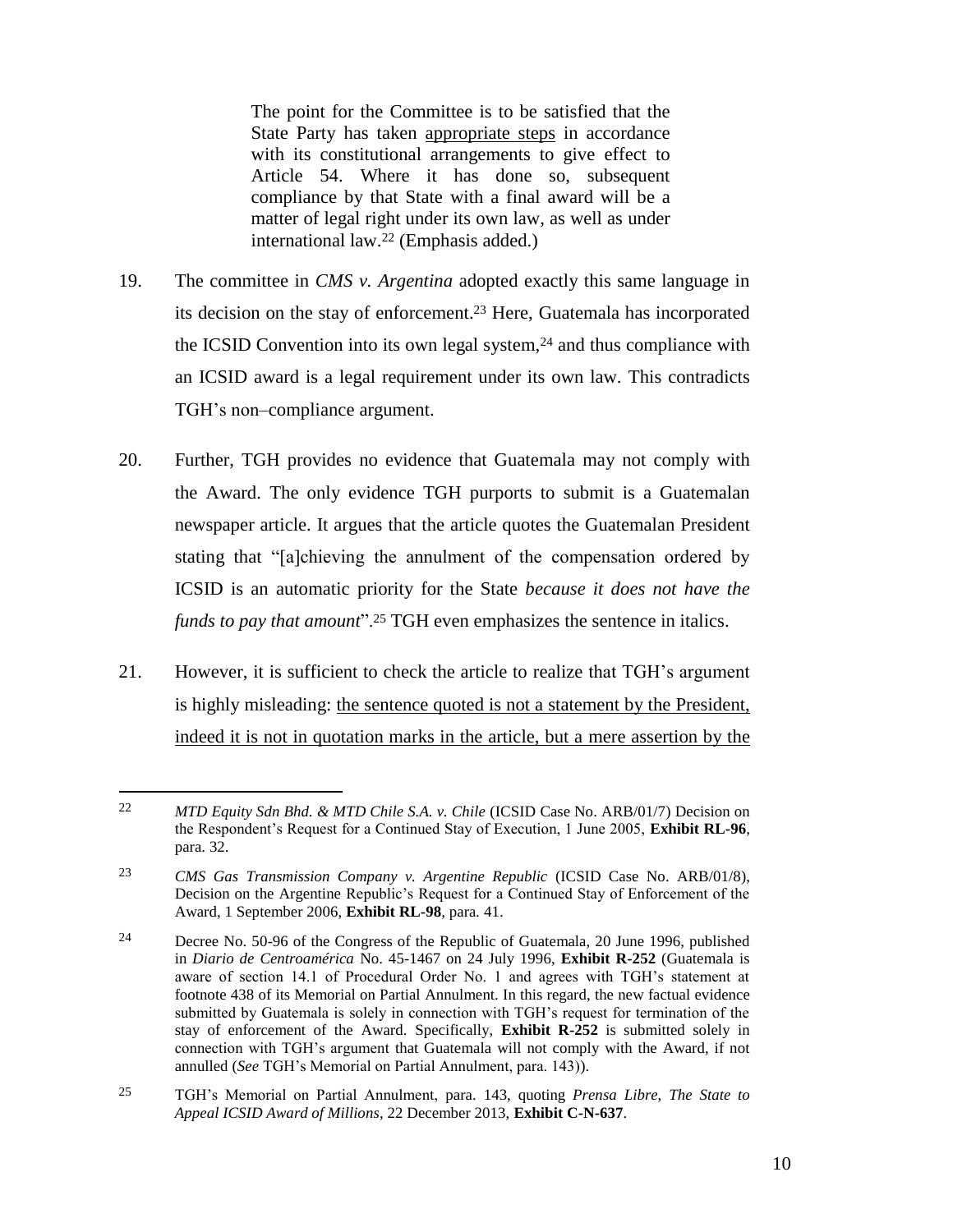> The point for the Committee is to be satisfied that the State Party has taken <u>appropriate steps</u> in accordance with its constitutional arrangements to give effect to Article 54. Where it has done so, subsequent compliance by that State with a final award will be a matter of legal right under its own law, as well as under international law.[22] (Emphasis added.)

19. The committee in *CMS v. Argentina* adopted exactly this same language in its decision on the stay of enforcement.[23] Here, Guatemala has incorporated the ICSID Convention into its own legal system,[24] and thus compliance with an ICSID award is a legal requirement under its own law. This contradicts TGH's non–compliance argument.

20. Further, TGH provides no evidence that Guatemala may not comply with the Award. The only evidence TGH purports to submit is a Guatemalan newspaper article. It argues that the article quotes the Guatemalan President stating that "[a]chieving the annulment of the compensation ordered by ICSID is an automatic priority for the State *because it does not have the funds to pay that amount*".[25] TGH even emphasizes the sentence in italics.

21. However, it is sufficient to check the article to realize that TGH's argument is highly misleading: <u>the sentence quoted is not a statement by the President, indeed it is not in quotation marks in the article, but a mere assertion by the</u>

---

[22] *MTD Equity Sdn Bhd. & MTD Chile S.A. v. Chile* (ICSID Case No. ARB/01/7) Decision on the Respondent's Request for a Continued Stay of Execution, 1 June 2005, **Exhibit RL-96**, para. 32.

[23] *CMS Gas Transmission Company v. Argentine Republic* (ICSID Case No. ARB/01/8), Decision on the Argentine Republic's Request for a Continued Stay of Enforcement of the Award, 1 September 2006, **Exhibit RL-98**, para. 41.

[24] Decree No. 50-96 of the Congress of the Republic of Guatemala, 20 June 1996, published in *Diario de Centroamérica* No. 45-1467 on 24 July 1996, **Exhibit R-252** (Guatemala is aware of section 14.1 of Procedural Order No. 1 and agrees with TGH's statement at footnote 438 of its Memorial on Partial Annulment. In this regard, the new factual evidence submitted by Guatemala is solely in connection with TGH's request for termination of the stay of enforcement of the Award. Specifically, **Exhibit R-252** is submitted solely in connection with TGH's argument that Guatemala will not comply with the Award, if not annulled (*See* TGH's Memorial on Partial Annulment, para. 143)).

[25] TGH's Memorial on Partial Annulment, para. 143, quoting *Prensa Libre, The State to Appeal ICSID Award of Millions*, 22 December 2013, **Exhibit C-N-637**.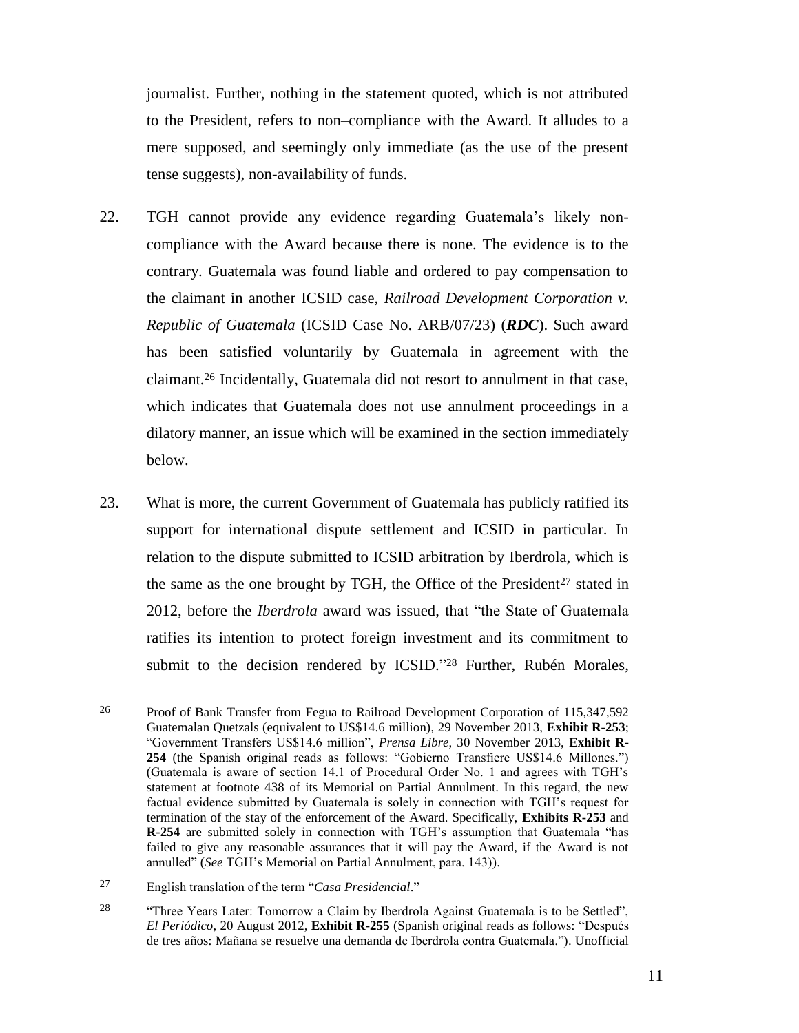journalist. Further, nothing in the statement quoted, which is not attributed to the President, refers to non–compliance with the Award. It alludes to a mere supposed, and seemingly only immediate (as the use of the present tense suggests), non-availability of funds.

22. TGH cannot provide any evidence regarding Guatemala's likely non-compliance with the Award because there is none. The evidence is to the contrary. Guatemala was found liable and ordered to pay compensation to the claimant in another ICSID case, *Railroad Development Corporation v. Republic of Guatemala* (ICSID Case No. ARB/07/23) (***RDC***). Such award has been satisfied voluntarily by Guatemala in agreement with the claimant.[26] Incidentally, Guatemala did not resort to annulment in that case, which indicates that Guatemala does not use annulment proceedings in a dilatory manner, an issue which will be examined in the section immediately below.

23. What is more, the current Government of Guatemala has publicly ratified its support for international dispute settlement and ICSID in particular. In relation to the dispute submitted to ICSID arbitration by Iberdrola, which is the same as the one brought by TGH, the Office of the President[27] stated in 2012, before the *Iberdrola* award was issued, that "the State of Guatemala ratifies its intention to protect foreign investment and its commitment to submit to the decision rendered by ICSID."[28] Further, Rubén Morales,

---

[26] Proof of Bank Transfer from Fegua to Railroad Development Corporation of 115,347,592 Guatemalan Quetzals (equivalent to US$14.6 million), 29 November 2013, **Exhibit R-253**; "Government Transfers US$14.6 million", *Prensa Libre*, 30 November 2013, **Exhibit R-254** (the Spanish original reads as follows: "Gobierno Transfiere US$14.6 Millones.") (Guatemala is aware of section 14.1 of Procedural Order No. 1 and agrees with TGH's statement at footnote 438 of its Memorial on Partial Annulment. In this regard, the new factual evidence submitted by Guatemala is solely in connection with TGH's request for termination of the stay of the enforcement of the Award. Specifically, **Exhibits R-253** and **R-254** are submitted solely in connection with TGH's assumption that Guatemala "has failed to give any reasonable assurances that it will pay the Award, if the Award is not annulled" (*See* TGH's Memorial on Partial Annulment, para. 143)).

[27] English translation of the term "*Casa Presidencial*."

[28] "Three Years Later: Tomorrow a Claim by Iberdrola Against Guatemala is to be Settled", *El Periódico*, 20 August 2012, **Exhibit R-255** (Spanish original reads as follows: "Después de tres años: Mañana se resuelve una demanda de Iberdrola contra Guatemala."). Unofficial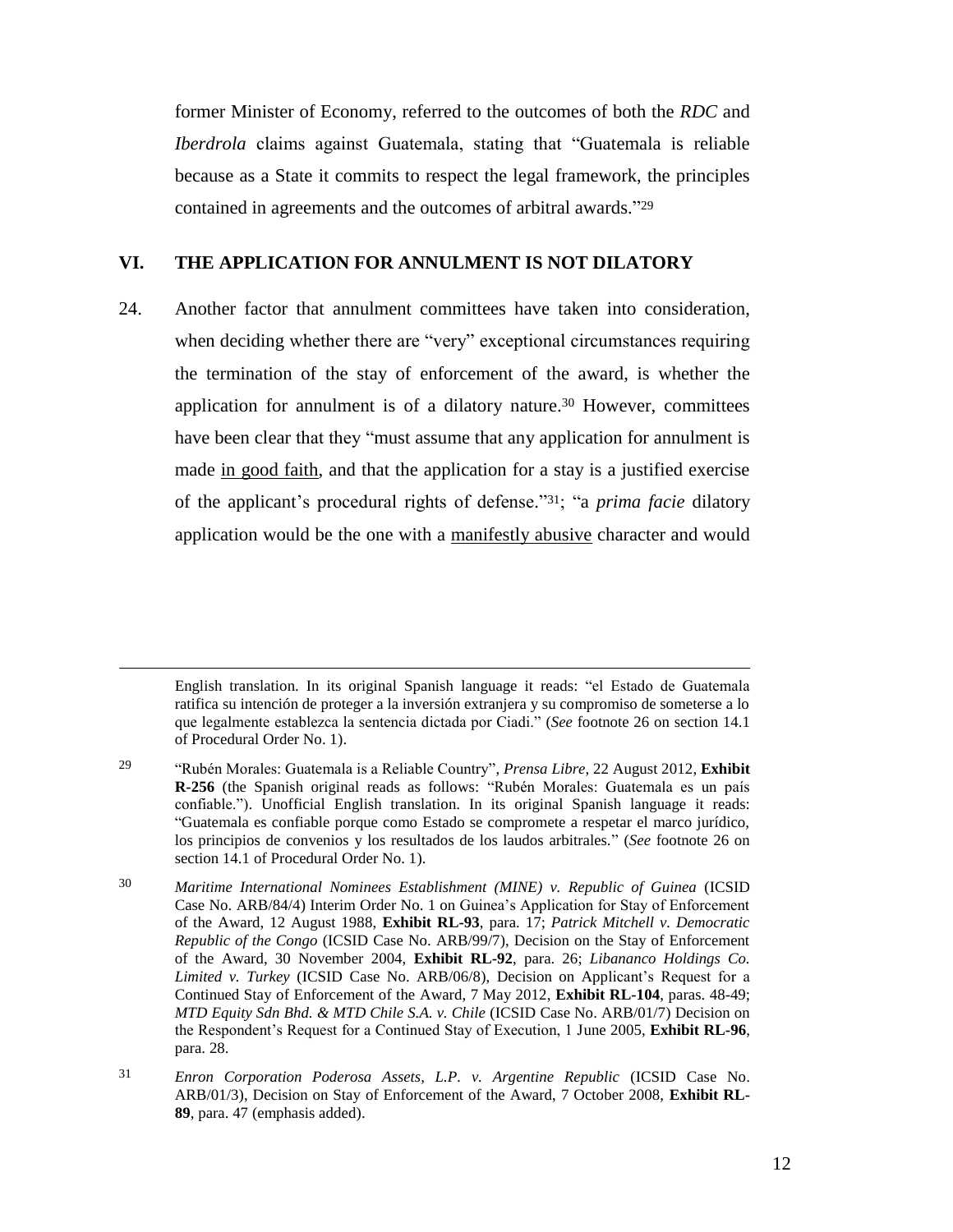former Minister of Economy, referred to the outcomes of both the *RDC* and *Iberdrola* claims against Guatemala, stating that "Guatemala is reliable because as a State it commits to respect the legal framework, the principles contained in agreements and the outcomes of arbitral awards."[29]

## VI. THE APPLICATION FOR ANNULMENT IS NOT DILATORY

24. Another factor that annulment committees have taken into consideration, when deciding whether there are "very" exceptional circumstances requiring the termination of the stay of enforcement of the award, is whether the application for annulment is of a dilatory nature.[30] However, committees have been clear that they "must assume that any application for annulment is made <u>in good faith</u>, and that the application for a stay is a justified exercise of the applicant's procedural rights of defense."[31]; "a *prima facie* dilatory application would be the one with a <u>manifestly abusive</u> character and would

---

English translation. In its original Spanish language it reads: "el Estado de Guatemala ratifica su intención de proteger a la inversión extranjera y su compromiso de someterse a lo que legalmente establezca la sentencia dictada por Ciadi." (*See* footnote 26 on section 14.1 of Procedural Order No. 1).

[29] "Rubén Morales: Guatemala is a Reliable Country", *Prensa Libre*, 22 August 2012, **Exhibit R-256** (the Spanish original reads as follows: "Rubén Morales: Guatemala es un país confiable."). Unofficial English translation. In its original Spanish language it reads: "Guatemala es confiable porque como Estado se compromete a respetar el marco jurídico, los principios de convenios y los resultados de los laudos arbitrales." (*See* footnote 26 on section 14.1 of Procedural Order No. 1).

[30] *Maritime International Nominees Establishment (MINE) v. Republic of Guinea* (ICSID Case No. ARB/84/4) Interim Order No. 1 on Guinea's Application for Stay of Enforcement of the Award, 12 August 1988, **Exhibit RL-93**, para. 17; *Patrick Mitchell v. Democratic Republic of the Congo* (ICSID Case No. ARB/99/7), Decision on the Stay of Enforcement of the Award, 30 November 2004, **Exhibit RL-92**, para. 26; *Libananco Holdings Co. Limited v. Turkey* (ICSID Case No. ARB/06/8), Decision on Applicant's Request for a Continued Stay of Enforcement of the Award, 7 May 2012, **Exhibit RL-104**, paras. 48-49; *MTD Equity Sdn Bhd. & MTD Chile S.A. v. Chile* (ICSID Case No. ARB/01/7) Decision on the Respondent's Request for a Continued Stay of Execution, 1 June 2005, **Exhibit RL-96**, para. 28.

[31] *Enron Corporation Poderosa Assets, L.P. v. Argentine Republic* (ICSID Case No. ARB/01/3), Decision on Stay of Enforcement of the Award, 7 October 2008, **Exhibit RL-89**, para. 47 (emphasis added).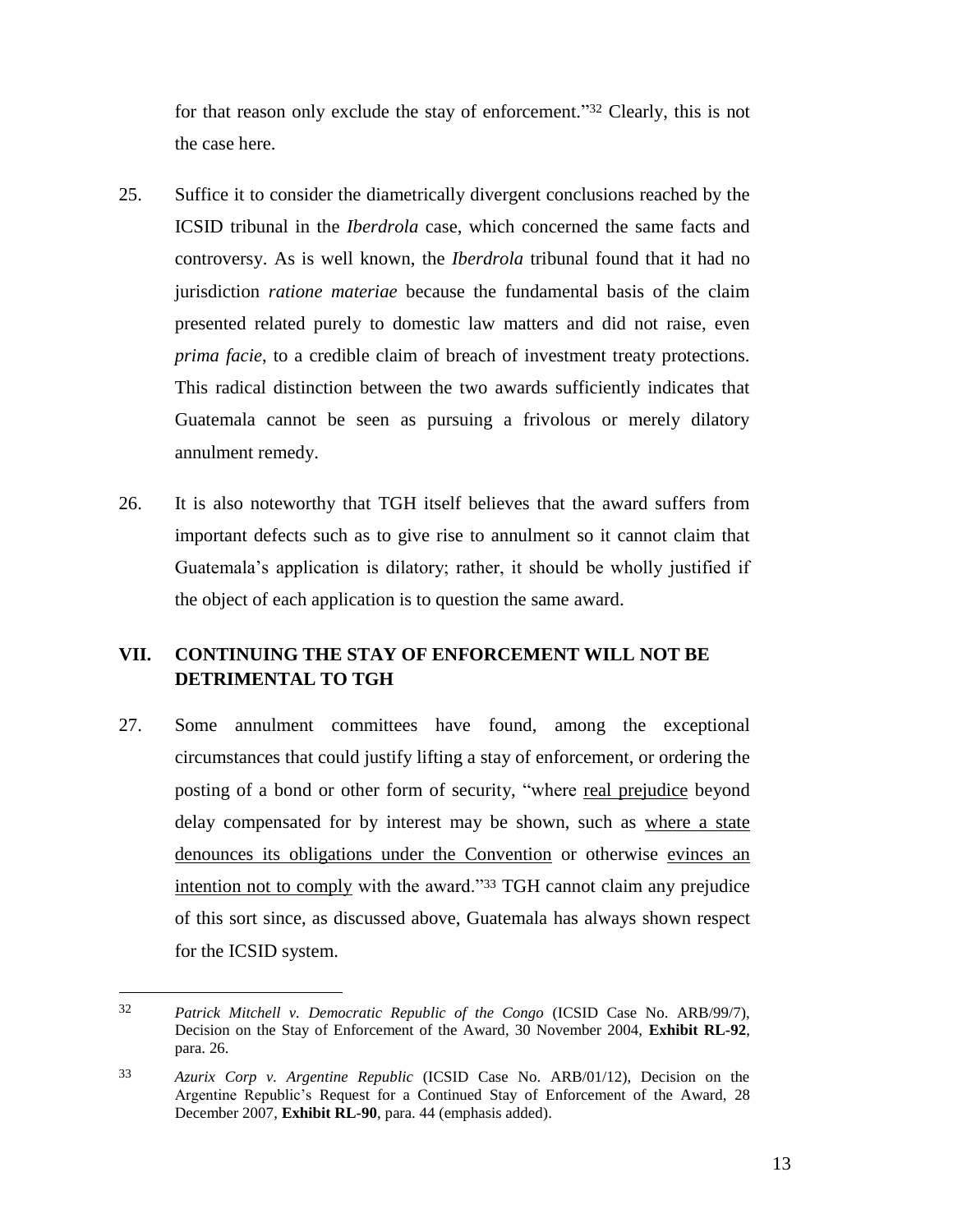for that reason only exclude the stay of enforcement."[32] Clearly, this is not the case here.

25. Suffice it to consider the diametrically divergent conclusions reached by the ICSID tribunal in the *Iberdrola* case, which concerned the same facts and controversy. As is well known, the *Iberdrola* tribunal found that it had no jurisdiction *ratione materiae* because the fundamental basis of the claim presented related purely to domestic law matters and did not raise, even *prima facie*, to a credible claim of breach of investment treaty protections. This radical distinction between the two awards sufficiently indicates that Guatemala cannot be seen as pursuing a frivolous or merely dilatory annulment remedy.

26. It is also noteworthy that TGH itself believes that the award suffers from important defects such as to give rise to annulment so it cannot claim that Guatemala's application is dilatory; rather, it should be wholly justified if the object of each application is to question the same award.

## VII. CONTINUING THE STAY OF ENFORCEMENT WILL NOT BE DETRIMENTAL TO TGH

27. Some annulment committees have found, among the exceptional circumstances that could justify lifting a stay of enforcement, or ordering the posting of a bond or other form of security, "where <u>real prejudice</u> beyond delay compensated for by interest may be shown, such as <u>where a state denounces its obligations under the Convention</u> or otherwise <u>evinces an intention not to comply</u> with the award."[33] TGH cannot claim any prejudice of this sort since, as discussed above, Guatemala has always shown respect for the ICSID system.

---

[32] *Patrick Mitchell v. Democratic Republic of the Congo* (ICSID Case No. ARB/99/7), Decision on the Stay of Enforcement of the Award, 30 November 2004, **Exhibit RL-92**, para. 26.

[33] *Azurix Corp v. Argentine Republic* (ICSID Case No. ARB/01/12), Decision on the Argentine Republic's Request for a Continued Stay of Enforcement of the Award, 28 December 2007, **Exhibit RL-90**, para. 44 (emphasis added).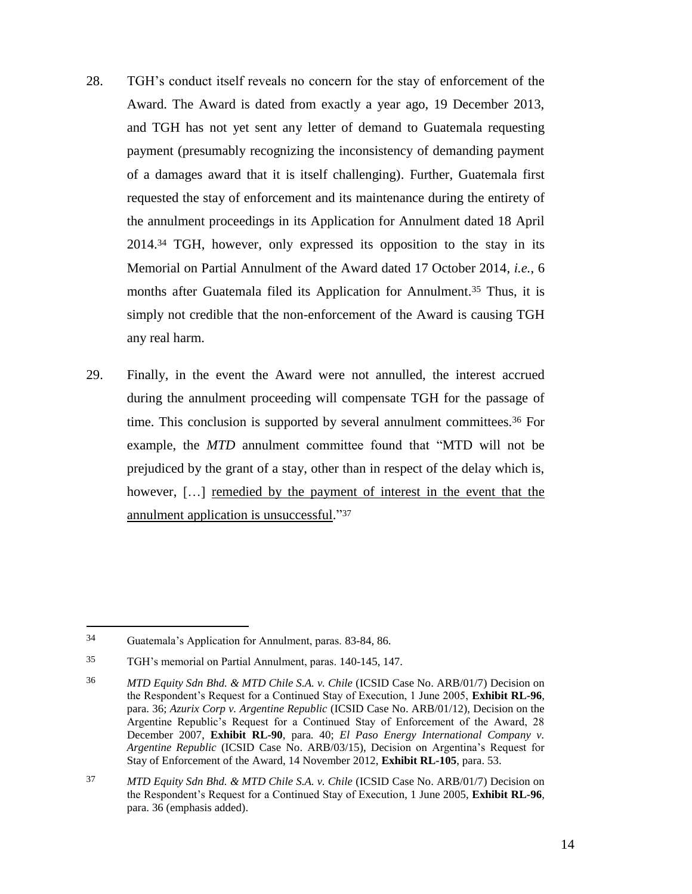28. TGH's conduct itself reveals no concern for the stay of enforcement of the Award. The Award is dated from exactly a year ago, 19 December 2013, and TGH has not yet sent any letter of demand to Guatemala requesting payment (presumably recognizing the inconsistency of demanding payment of a damages award that it is itself challenging). Further, Guatemala first requested the stay of enforcement and its maintenance during the entirety of the annulment proceedings in its Application for Annulment dated 18 April 2014.[34] TGH, however, only expressed its opposition to the stay in its Memorial on Partial Annulment of the Award dated 17 October 2014, *i.e.*, 6 months after Guatemala filed its Application for Annulment.[35] Thus, it is simply not credible that the non-enforcement of the Award is causing TGH any real harm.

29. Finally, in the event the Award were not annulled, the interest accrued during the annulment proceeding will compensate TGH for the passage of time. This conclusion is supported by several annulment committees.[36] For example, the *MTD* annulment committee found that "MTD will not be prejudiced by the grant of a stay, other than in respect of the delay which is, however, […] <u>remedied by the payment of interest in the event that the annulment application is unsuccessful</u>."[37]

---

[34] Guatemala's Application for Annulment, paras. 83-84, 86.

[35] TGH's memorial on Partial Annulment, paras. 140-145, 147.

[36] *MTD Equity Sdn Bhd. & MTD Chile S.A. v. Chile* (ICSID Case No. ARB/01/7) Decision on the Respondent's Request for a Continued Stay of Execution, 1 June 2005, **Exhibit RL-96**, para. 36; *Azurix Corp v. Argentine Republic* (ICSID Case No. ARB/01/12), Decision on the Argentine Republic's Request for a Continued Stay of Enforcement of the Award, 28 December 2007, **Exhibit RL-90**, para. 40; *El Paso Energy International Company v. Argentine Republic* (ICSID Case No. ARB/03/15), Decision on Argentina's Request for Stay of Enforcement of the Award, 14 November 2012, **Exhibit RL-105**, para. 53.

[37] *MTD Equity Sdn Bhd. & MTD Chile S.A. v. Chile* (ICSID Case No. ARB/01/7) Decision on the Respondent's Request for a Continued Stay of Execution, 1 June 2005, **Exhibit RL-96**, para. 36 (emphasis added).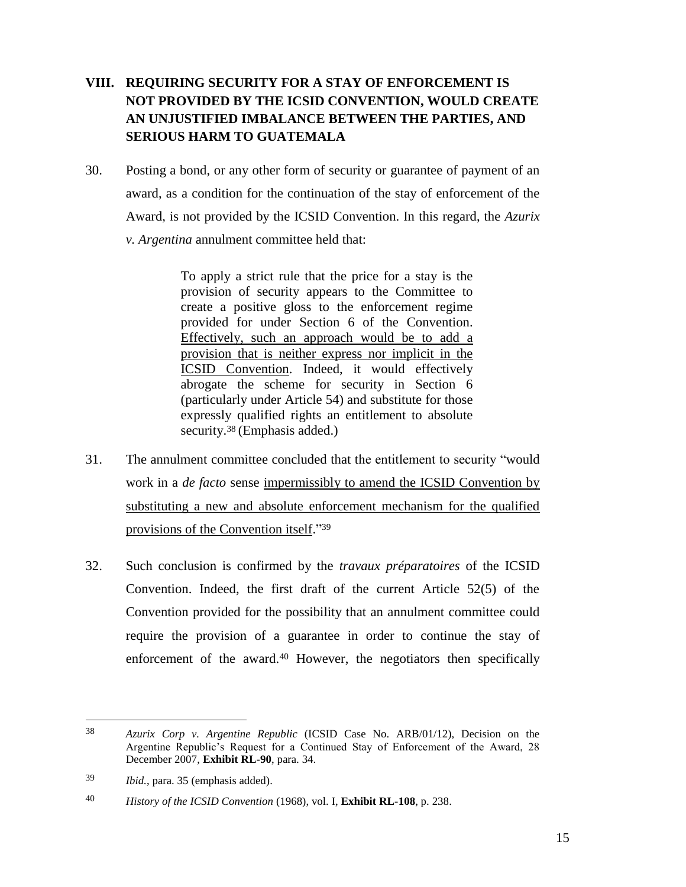## VIII. REQUIRING SECURITY FOR A STAY OF ENFORCEMENT IS NOT PROVIDED BY THE ICSID CONVENTION, WOULD CREATE AN UNJUSTIFIED IMBALANCE BETWEEN THE PARTIES, AND SERIOUS HARM TO GUATEMALA

30. Posting a bond, or any other form of security or guarantee of payment of an award, as a condition for the continuation of the stay of enforcement of the Award, is not provided by the ICSID Convention. In this regard, the *Azurix v. Argentina* annulment committee held that:

> To apply a strict rule that the price for a stay is the provision of security appears to the Committee to create a positive gloss to the enforcement regime provided for under Section 6 of the Convention. <u>Effectively, such an approach would be to add a provision that is neither express nor implicit in the ICSID Convention</u>. Indeed, it would effectively abrogate the scheme for security in Section 6 (particularly under Article 54) and substitute for those expressly qualified rights an entitlement to absolute security.[38] (Emphasis added.)

31. The annulment committee concluded that the entitlement to security "would work in a *de facto* sense <u>impermissibly to amend the ICSID Convention by substituting a new and absolute enforcement mechanism for the qualified provisions of the Convention itself</u>."[39]

32. Such conclusion is confirmed by the *travaux préparatoires* of the ICSID Convention. Indeed, the first draft of the current Article 52(5) of the Convention provided for the possibility that an annulment committee could require the provision of a guarantee in order to continue the stay of enforcement of the award.[40] However, the negotiators then specifically

---

[38] *Azurix Corp v. Argentine Republic* (ICSID Case No. ARB/01/12), Decision on the Argentine Republic's Request for a Continued Stay of Enforcement of the Award, 28 December 2007, **Exhibit RL-90**, para. 34.

[39] *Ibid.*, para. 35 (emphasis added).

[40] *History of the ICSID Convention* (1968), vol. I, **Exhibit RL-108**, p. 238.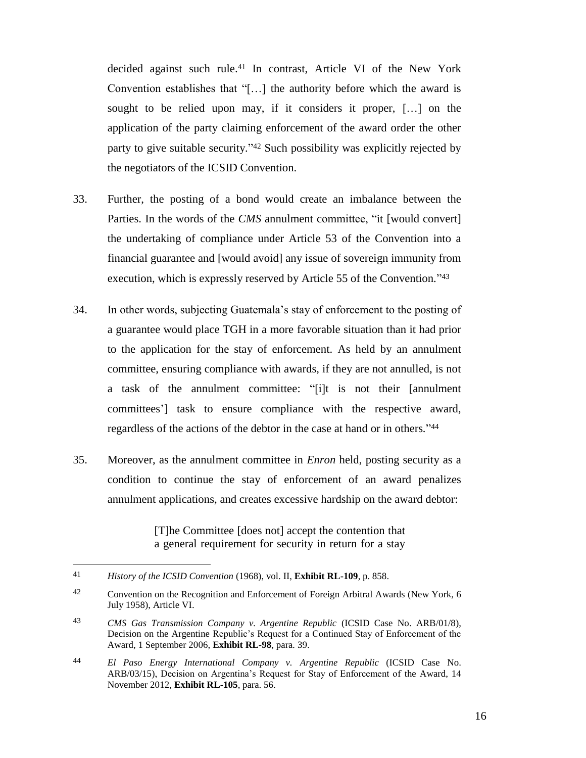decided against such rule.[41] In contrast, Article VI of the New York Convention establishes that "[…] the authority before which the award is sought to be relied upon may, if it considers it proper, […] on the application of the party claiming enforcement of the award order the other party to give suitable security."[42] Such possibility was explicitly rejected by the negotiators of the ICSID Convention.

33. Further, the posting of a bond would create an imbalance between the Parties. In the words of the *CMS* annulment committee, "it [would convert] the undertaking of compliance under Article 53 of the Convention into a financial guarantee and [would avoid] any issue of sovereign immunity from execution, which is expressly reserved by Article 55 of the Convention."[43]

34. In other words, subjecting Guatemala's stay of enforcement to the posting of a guarantee would place TGH in a more favorable situation than it had prior to the application for the stay of enforcement. As held by an annulment committee, ensuring compliance with awards, if they are not annulled, is not a task of the annulment committee: "[i]t is not their [annulment committees'] task to ensure compliance with the respective award, regardless of the actions of the debtor in the case at hand or in others."[44]

35. Moreover, as the annulment committee in *Enron* held, posting security as a condition to continue the stay of enforcement of an award penalizes annulment applications, and creates excessive hardship on the award debtor:

> [T]he Committee [does not] accept the contention that a general requirement for security in return for a stay

---

[41] *History of the ICSID Convention* (1968), vol. II, **Exhibit RL-109**, p. 858.

[42] Convention on the Recognition and Enforcement of Foreign Arbitral Awards (New York, 6 July 1958), Article VI.

[43] *CMS Gas Transmission Company v. Argentine Republic* (ICSID Case No. ARB/01/8), Decision on the Argentine Republic's Request for a Continued Stay of Enforcement of the Award, 1 September 2006, **Exhibit RL-98**, para. 39.

[44] *El Paso Energy International Company v. Argentine Republic* (ICSID Case No. ARB/03/15), Decision on Argentina's Request for Stay of Enforcement of the Award, 14 November 2012, **Exhibit RL-105**, para. 56.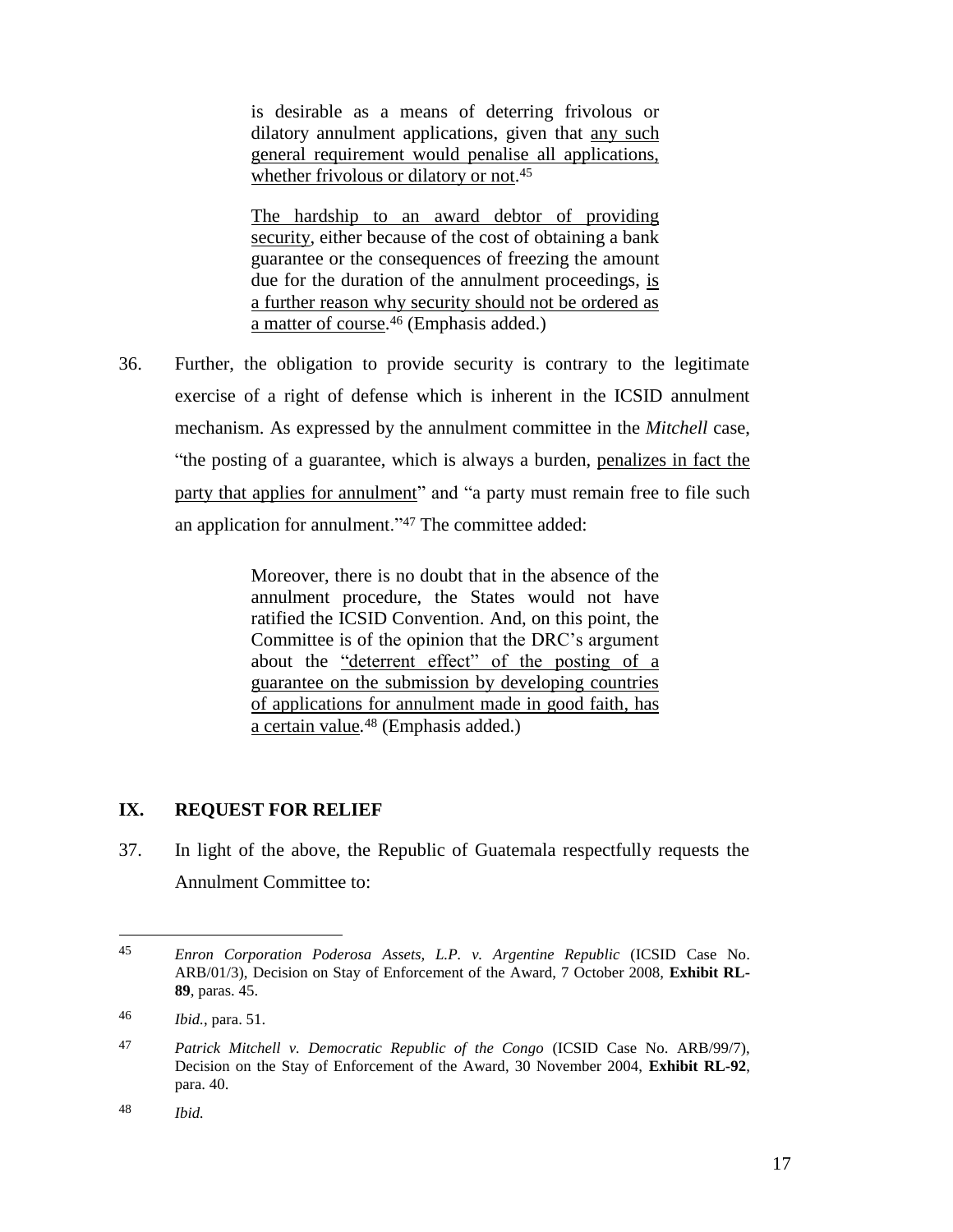> is desirable as a means of deterring frivolous or dilatory annulment applications, given that any such general requirement would penalise all applications, whether frivolous or dilatory or not.[45]
>
> The hardship to an award debtor of providing security, either because of the cost of obtaining a bank guarantee or the consequences of freezing the amount due for the duration of the annulment proceedings, is a further reason why security should not be ordered as a matter of course.[46] (Emphasis added.)

36. Further, the obligation to provide security is contrary to the legitimate exercise of a right of defense which is inherent in the ICSID annulment mechanism. As expressed by the annulment committee in the *Mitchell* case, "the posting of a guarantee, which is always a burden, penalizes in fact the party that applies for annulment" and "a party must remain free to file such an application for annulment."[47] The committee added:

> Moreover, there is no doubt that in the absence of the annulment procedure, the States would not have ratified the ICSID Convention. And, on this point, the Committee is of the opinion that the DRC's argument about the "deterrent effect" of the posting of a guarantee on the submission by developing countries of applications for annulment made in good faith, has a certain value.[48] (Emphasis added.)

## IX. REQUEST FOR RELIEF

37. In light of the above, the Republic of Guatemala respectfully requests the Annulment Committee to:

---

[45] *Enron Corporation Poderosa Assets, L.P. v. Argentine Republic* (ICSID Case No. ARB/01/3), Decision on Stay of Enforcement of the Award, 7 October 2008, **Exhibit RL-89**, paras. 45.

[46] *Ibid.*, para. 51.

[47] *Patrick Mitchell v. Democratic Republic of the Congo* (ICSID Case No. ARB/99/7), Decision on the Stay of Enforcement of the Award, 30 November 2004, **Exhibit RL-92**, para. 40.

[48] *Ibid.*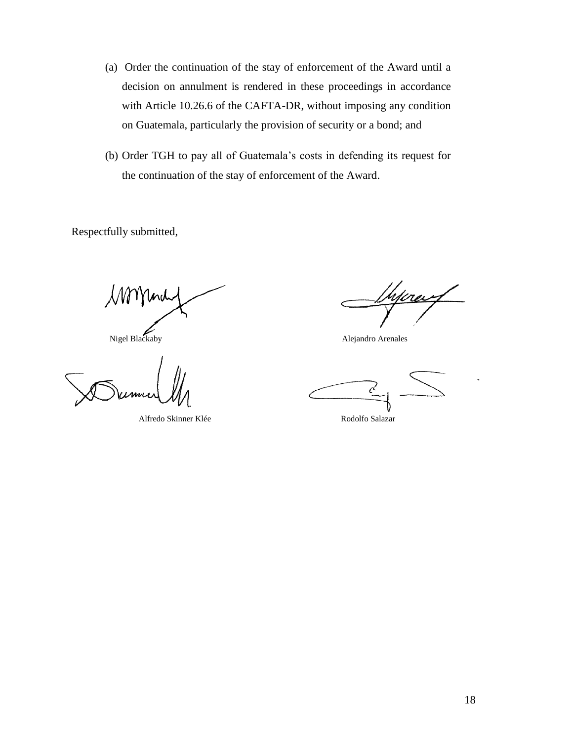(a) Order the continuation of the stay of enforcement of the Award until a decision on annulment is rendered in these proceedings in accordance with Article 10.26.6 of the CAFTA-DR, without imposing any condition on Guatemala, particularly the provision of security or a bond; and

(b) Order TGH to pay all of Guatemala's costs in defending its request for the continuation of the stay of enforcement of the Award.

Respectfully submitted,

Nigel Blackaby

Alejandro Arenales

Alfredo Skinner Klée

Rodolfo Salazar